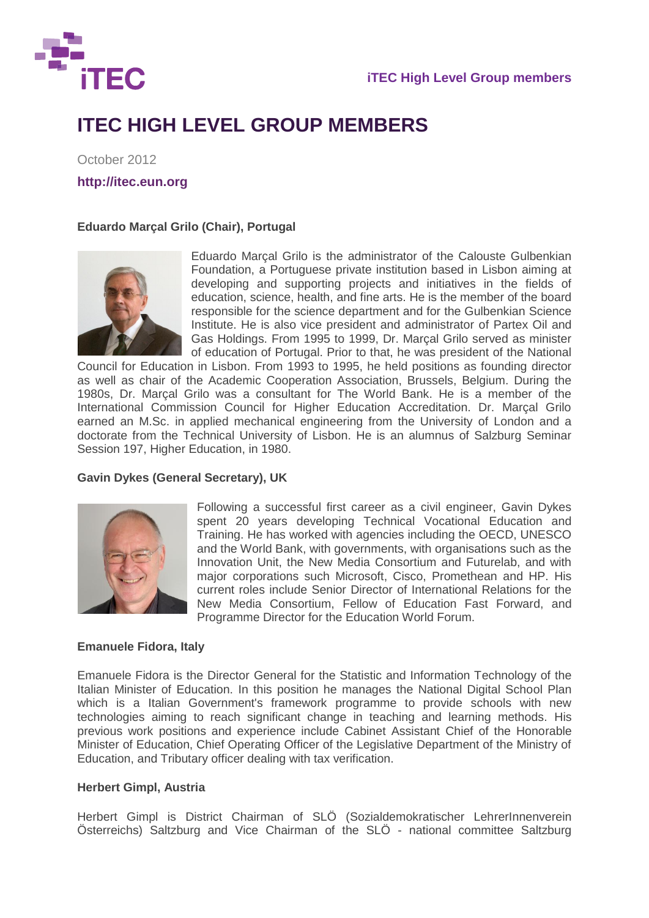# ITEC HIGH LEVEL GROUP MEMBERS

October 2012

**http://itec.eun.org**

**Eduardo Marçal Grilo (Chair), Portugal**

Eduardo Marçal Grilo is the administrator of the Calouste Gulbenkian Foundation, a Portuguese private institution based in Lisbon aiming at developing and supporting projects and initiatives in the fields of education, science, health, and fine arts. He is the member of the board responsible for the science department and for the Gulbenkian Science Institute. He is also vice president and administrator of Partex Oil and Gas Holdings. From 1995 to 1999, Dr. Marçal Grilo served as minister of education of Portugal. Prior to that, he was president of the National Council for Education in Lisbon. From 1993 to 1995, he held positions as founding director as well as chair of the Academic Cooperation Association, Brussels, Belgium. During the 1980s, Dr. Marçal Grilo was a consultant for The World Bank. He is a member of the International Commission Council for Higher Education Accreditation. Dr. Marçal Grilo earned an M.Sc. in applied mechanical engineering from the University of London and a doctorate from the Technical University of Lisbon. He is an alumnus of Salzburg Seminar Session 197, Higher Education, in 1980.

**Gavin Dykes (General Secretary), UK**

Following a successful first career as a civil engineer, Gavin Dykes spent 20 years developing Technical Vocational Education and Training. He has worked with agencies including the OECD, UNESCO and the World Bank, with governments, with organisations such as the Innovation Unit, the New Media Consortium and Futurelab, and with major corporations such Microsoft, Cisco, Promethean and HP. His current roles include Senior Director of International Relations for the New Media Consortium, Fellow of Education Fast Forward, and Programme Director for the Education World Forum.

**Emanuele Fidora, Italy**

Emanuele Fidora is the Director General for the Statistic and Information Technology of the Italian Minister of Education. In this position he manages the National Digital School Plan which is a Italian Government's framework programme to provide schools with new technologies aiming to reach significant change in teaching and learning methods. His previous work positions and experience include Cabinet Assistant Chief of the Honorable Minister of Education, Chief Operating Officer of the Legislative Department of the Ministry of Education, and Tributary officer dealing with tax verification.

**Herbert Gimpl, Austria**

Herbert Gimpl is District Chairman of SLÖ (Sozialdemokratischer LehrerInnenverein Österreichs) Saltzburg and Vice Chairman of the SLÖ - national committee Saltzburg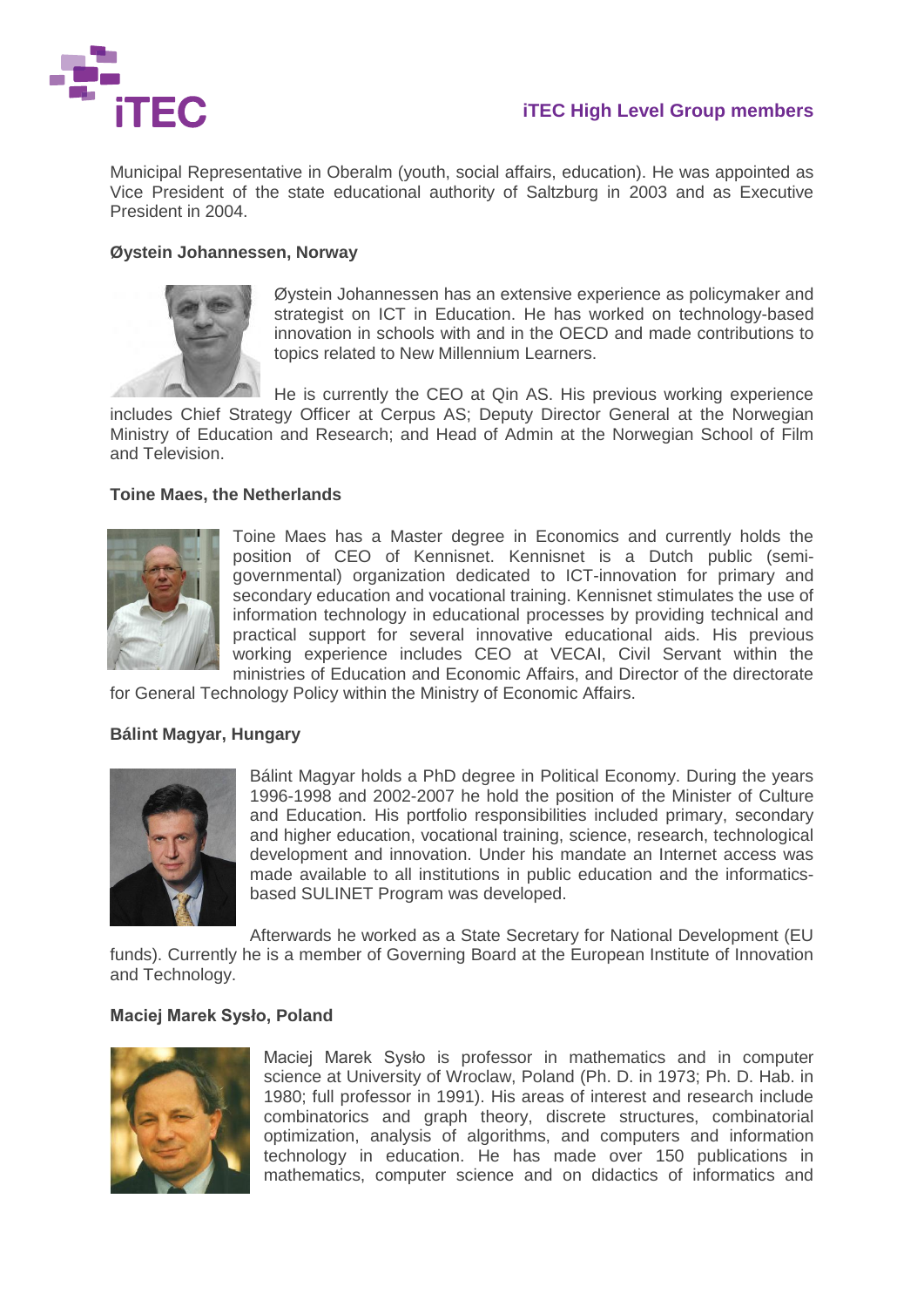Municipal Representative in Oberalm (youth, social affairs, education). He was appointed as Vice President of the state educational authority of Saltzburg in 2003 and as Executive President in 2004.

**Øystein Johannessen, Norway**

Øystein Johannessen has an extensive experience as policymaker and strategist on ICT in Education. He has worked on technology-based innovation in schools with and in the OECD and made contributions to topics related to New Millennium Learners.

He is currently the CEO at Qin AS. His previous working experience includes Chief Strategy Officer at Cerpus AS; Deputy Director General at the Norwegian Ministry of Education and Research; and Head of Admin at the Norwegian School of Film and Television.

**Toine Maes, the Netherlands**

Toine Maes has a Master degree in Economics and currently holds the position of CEO of Kennisnet. Kennisnet is a Dutch public (semi-governmental) organization dedicated to ICT-innovation for primary and secondary education and vocational training. Kennisnet stimulates the use of information technology in educational processes by providing technical and practical support for several innovative educational aids. His previous working experience includes CEO at VECAI, Civil Servant within the ministries of Education and Economic Affairs, and Director of the directorate for General Technology Policy within the Ministry of Economic Affairs.

**Bálint Magyar, Hungary**

Bálint Magyar holds a PhD degree in Political Economy. During the years 1996-1998 and 2002-2007 he hold the position of the Minister of Culture and Education. His portfolio responsibilities included primary, secondary and higher education, vocational training, science, research, technological development and innovation. Under his mandate an Internet access was made available to all institutions in public education and the informatics-based SULINET Program was developed.

Afterwards he worked as a State Secretary for National Development (EU funds). Currently he is a member of Governing Board at the European Institute of Innovation and Technology.

**Maciej Marek Sysło, Poland**

Maciej Marek Sysło is professor in mathematics and in computer science at University of Wroclaw, Poland (Ph. D. in 1973; Ph. D. Hab. in 1980; full professor in 1991). His areas of interest and research include combinatorics and graph theory, discrete structures, combinatorial optimization, analysis of algorithms, and computers and information technology in education. He has made over 150 publications in mathematics, computer science and on didactics of informatics and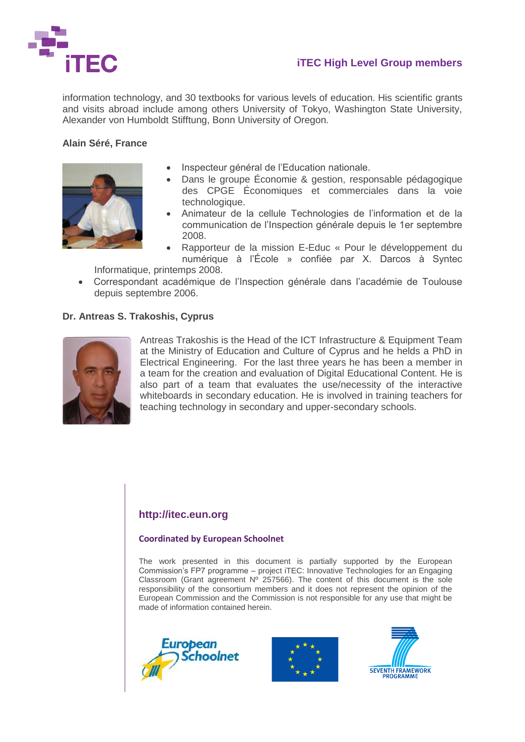information technology, and 30 textbooks for various levels of education. His scientific grants and visits abroad include among others University of Tokyo, Washington State University, Alexander von Humboldt Stifftung, Bonn University of Oregon.

**Alain Séré, France**

- Inspecteur général de l'Education nationale.
- Dans le groupe Économie & gestion, responsable pédagogique des CPGE Économiques et commerciales dans la voie technologique.
- Animateur de la cellule Technologies de l'information et de la communication de l'Inspection générale depuis le 1er septembre 2008.
- Rapporteur de la mission E-Educ « Pour le développement du numérique à l'École » confiée par X. Darcos à Syntec Informatique, printemps 2008.
- Correspondant académique de l'Inspection générale dans l'académie de Toulouse depuis septembre 2006.

**Dr. Antreas S. Trakoshis, Cyprus**

Antreas Trakoshis is the Head of the ICT Infrastructure & Equipment Team at the Ministry of Education and Culture of Cyprus and he helds a PhD in Electrical Engineering. For the last three years he has been a member in a team for the creation and evaluation of Digital Educational Content. He is also part of a team that evaluates the use/necessity of the interactive whiteboards in secondary education. He is involved in training teachers for teaching technology in secondary and upper-secondary schools.

**http://itec.eun.org**

**Coordinated by European Schoolnet**

The work presented in this document is partially supported by the European Commission's FP7 programme – project iTEC: Innovative Technologies for an Engaging Classroom (Grant agreement Nº 257566). The content of this document is the sole responsibility of the consortium members and it does not represent the opinion of the European Commission and the Commission is not responsible for any use that might be made of information contained herein.